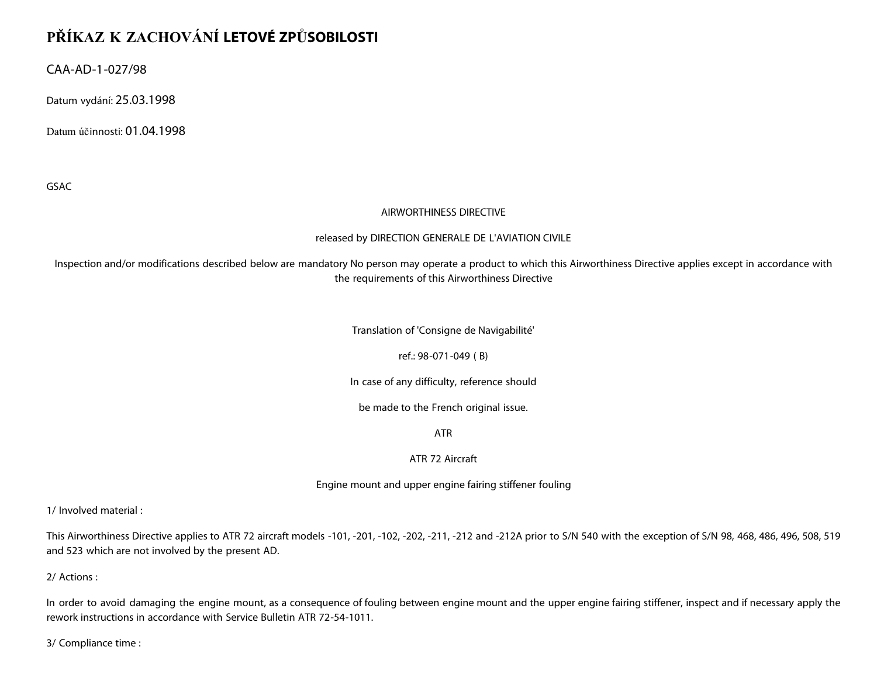# PŘÍKAZ K ZACHOVÁNÍ LETOVÉ ZPŮSOBILOSTI

CAA-AD-1-027/98

Datum vydání: 25.03.1998

Datum účinnosti: 01.04.1998

GSAC

AIRWORTHINESS DIRECTIVE

released by DIRECTION GENERALE DE L'AVIATION CIVILE

Inspection and/or modifications described below are mandatory No person may operate a product to which this Airworthiness Directive applies except in accordance with the requirements of this Airworthiness Directive

Translation of 'Consigne de Navigabilité'

ref.: 98-071-049 ( B)

In case of any difficulty, reference should

be made to the French original issue.

ATR

ATR 72 Aircraft

Engine mount and upper engine fairing stiffener fouling

1/ Involved material :

This Airworthiness Directive applies to ATR 72 aircraft models -101, -201, -102, -202, -211, -212 and -212A prior to S/N 540 with the exception of S/N 98, 468, 486, 496, 508, 519 and 523 which are not involved by the present AD.

2/ Actions :

In order to avoid damaging the engine mount, as a consequence of fouling between engine mount and the upper engine fairing stiffener, inspect and if necessary apply the rework instructions in accordance with Service Bulletin ATR 72-54-1011.

3/ Compliance time :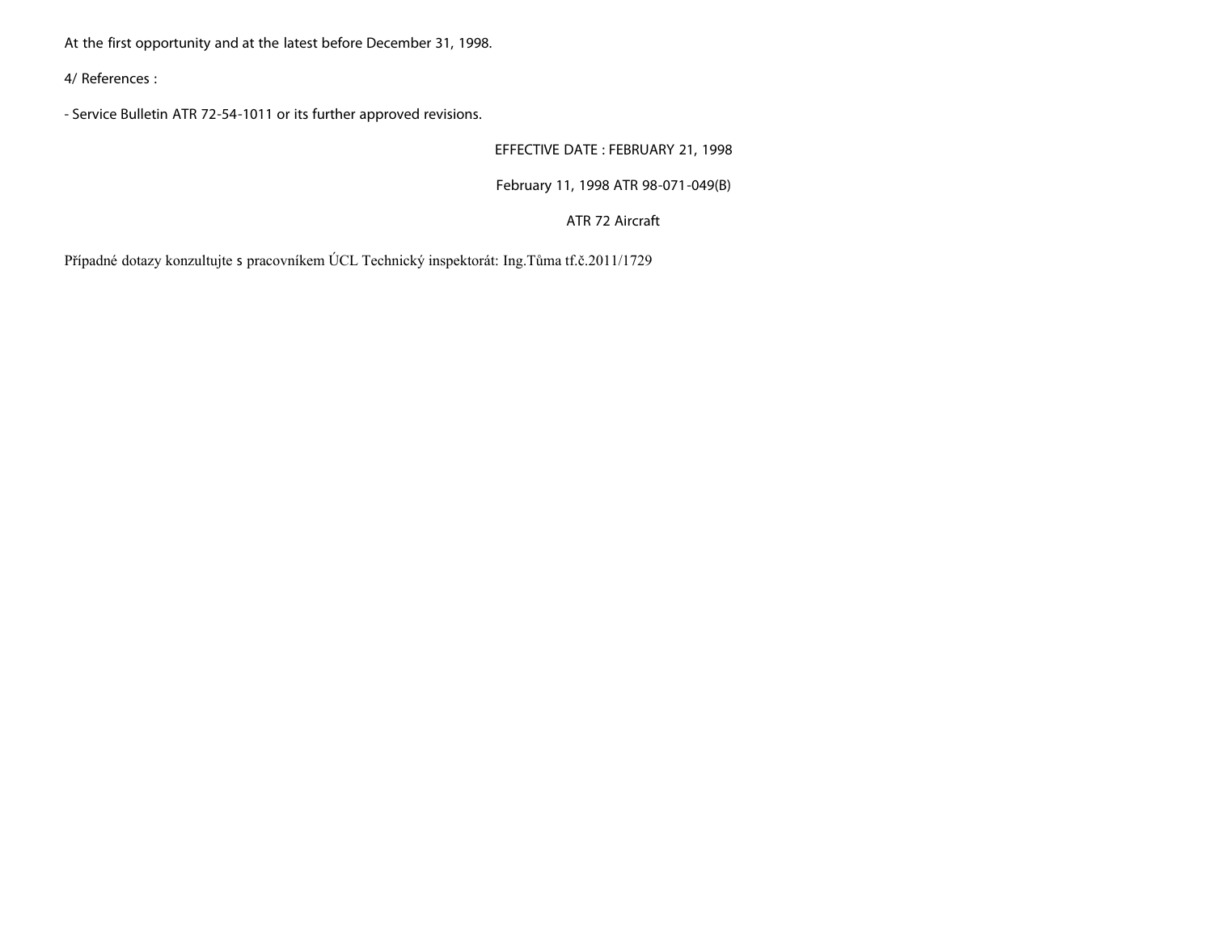At the first opportunity and at the latest before December 31, 1998.

4/ References :

- Service Bulletin ATR 72-54-1011 or its further approved revisions.

EFFECTIVE DATE : FEBRUARY 21, 1998

February 11, 1998 ATR 98-071-049(B)

ATR 72 Aircraft

Případné dotazy konzultujte s pracovníkem ÚCL Technický inspektorát: Ing.Tůma tf.č.2011/1729